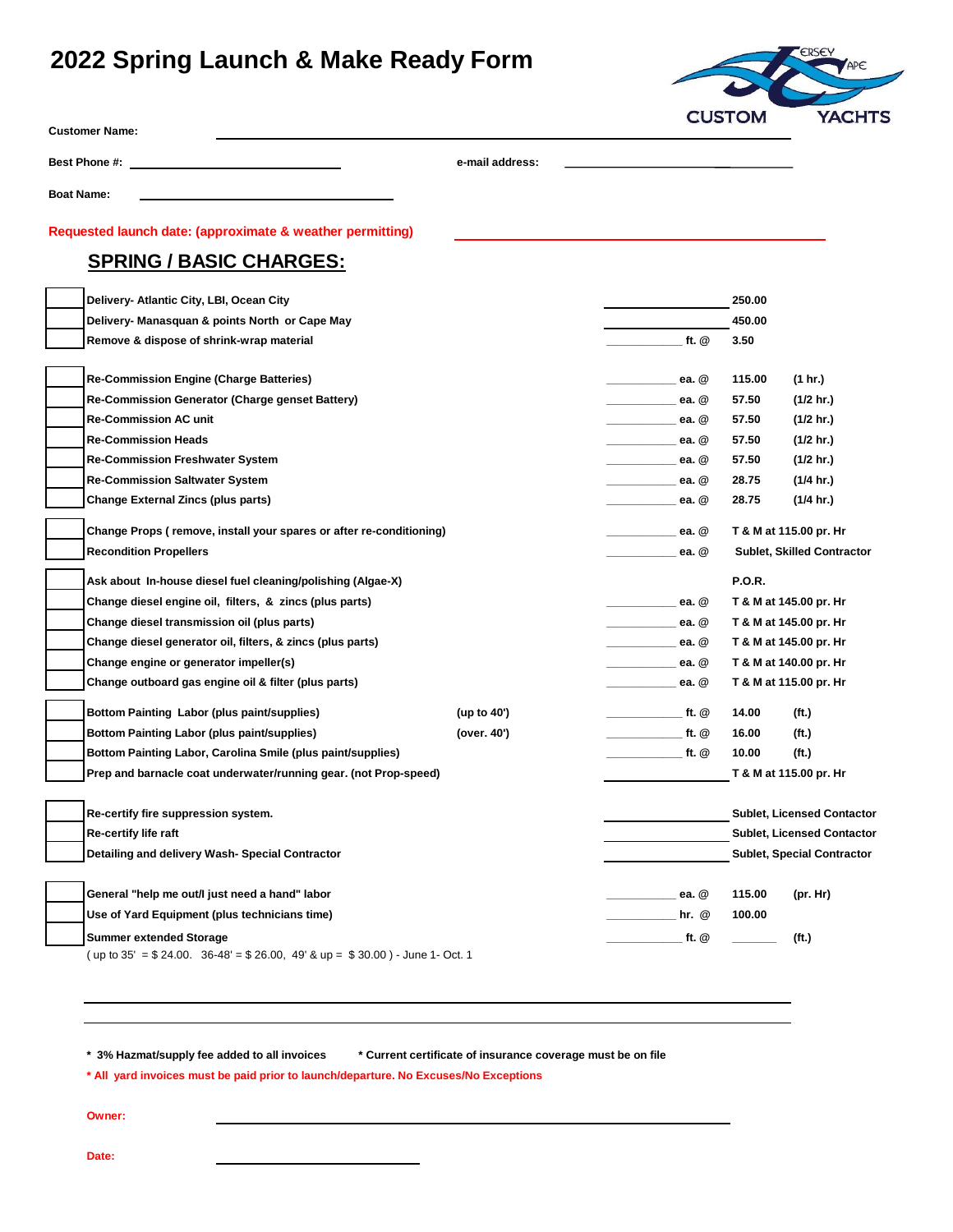# 2022 Spring Launch & Make Ready Form

JERSEY CAPE CUSTOM YACHTS

**Customer Name:** ______________________________

**Best Phone #:** ______________________ **e-mail address:** ______________________

**Boat Name:** ______________________

**Requested launch date: (approximate & weather permitting)** ______________________

## SPRING / BASIC CHARGES:

| | Service | | Qty | Rate | |
|---|---|---|---|---|---|
| ☐ | Delivery- Atlantic City, LBI, Ocean City | | ________ | 250.00 | |
| ☐ | Delivery- Manasquan & points North or Cape May | | ________ | 450.00 | |
| ☐ | Remove & dispose of shrink-wrap material | | ________ ft. @ | 3.50 | |
| ☐ | Re-Commission Engine (Charge Batteries) | | ________ ea. @ | 115.00 | (1 hr.) |
| ☐ | Re-Commission Generator (Charge genset Battery) | | ________ ea. @ | 57.50 | (1/2 hr.) |
| ☐ | Re-Commission AC unit | | ________ ea. @ | 57.50 | (1/2 hr.) |
| ☐ | Re-Commission Heads | | ________ ea. @ | 57.50 | (1/2 hr.) |
| ☐ | Re-Commission Freshwater System | | ________ ea. @ | 57.50 | (1/2 hr.) |
| ☐ | Re-Commission Saltwater System | | ________ ea. @ | 28.75 | (1/4 hr.) |
| ☐ | Change External Zincs (plus parts) | | ________ ea. @ | 28.75 | (1/4 hr.) |
| ☐ | Change Props ( remove, install your spares or after re-conditioning) | | ________ ea. @ | T & M at 115.00 pr. Hr | |
| ☐ | Recondition Propellers | | ________ ea. @ | Sublet, Skilled Contractor | |
| ☐ | Ask about In-house diesel fuel cleaning/polishing (Algae-X) | | | P.O.R. | |
| ☐ | Change diesel engine oil, filters, & zincs (plus parts) | | ________ ea. @ | T & M at 145.00 pr. Hr | |
| ☐ | Change diesel transmission oil (plus parts) | | ________ ea. @ | T & M at 145.00 pr. Hr | |
| ☐ | Change diesel generator oil, filters, & zincs (plus parts) | | ________ ea. @ | T & M at 145.00 pr. Hr | |
| ☐ | Change engine or generator impeller(s) | | ________ ea. @ | T & M at 140.00 pr. Hr | |
| ☐ | Change outboard gas engine oil & filter (plus parts) | | ________ ea. @ | T & M at 115.00 pr. Hr | |
| ☐ | Bottom Painting Labor (plus paint/supplies) | (up to 40') | ________ ft. @ | 14.00 | (ft.) |
| ☐ | Bottom Painting Labor (plus paint/supplies) | (over. 40') | ________ ft. @ | 16.00 | (ft.) |
| ☐ | Bottom Painting Labor, Carolina Smile (plus paint/supplies) | | ________ ft. @ | 10.00 | (ft.) |
| ☐ | Prep and barnacle coat underwater/running gear. (not Prop-speed) | | ________ | T & M at 115.00 pr. Hr | |
| ☐ | Re-certify fire suppression system. | | ________ | Sublet, Licensed Contactor | |
| ☐ | Re-certify life raft | | ________ | Sublet, Licensed Contactor | |
| ☐ | Detailing and delivery Wash- Special Contractor | | ________ | Sublet, Special Contractor | |
| ☐ | General "help me out/I just need a hand" labor | | ________ ea. @ | 115.00 | (pr. Hr) |
| ☐ | Use of Yard Equipment (plus technicians time) | | ________ hr. @ | 100.00 | |
| ☐ | Summer extended Storage | | ________ ft. @ | ______ | (ft.) |

( up to 35' = $ 24.00. 36-48' = $ 26.00, 49' & up = $ 30.00 ) - June 1- Oct. 1

______________________________________________________________

______________________________________________________________

\* 3% Hazmat/supply fee added to all invoices    \* Current certificate of insurance coverage must be on file

\* All yard invoices must be paid prior to launch/departure. No Excuses/No Exceptions

**Owner:** ______________________________

**Date:** ______________________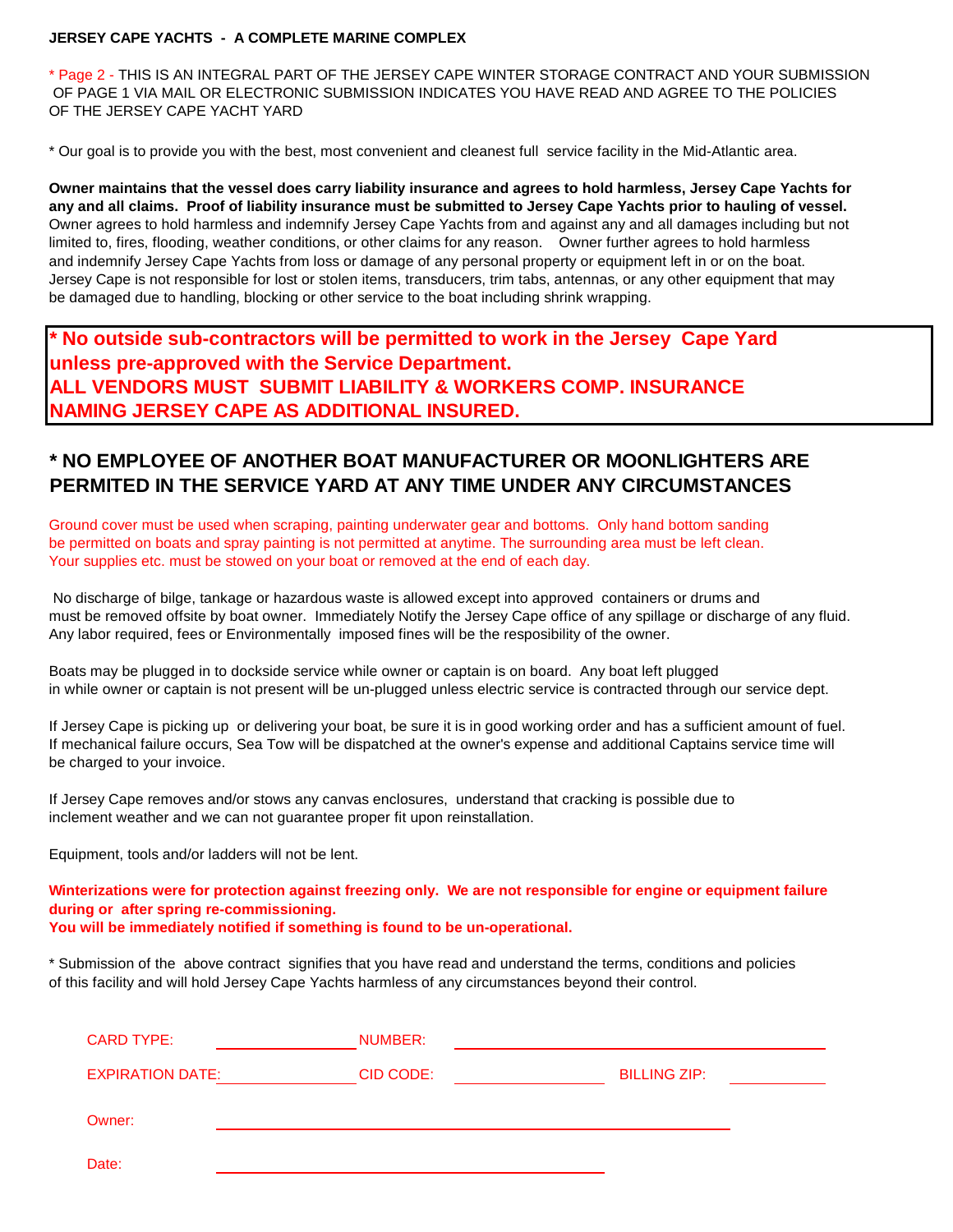**JERSEY CAPE YACHTS - A COMPLETE MARINE COMPLEX**

* Page 2 - THIS IS AN INTEGRAL PART OF THE JERSEY CAPE WINTER STORAGE CONTRACT AND YOUR SUBMISSION OF PAGE 1 VIA MAIL OR ELECTRONIC SUBMISSION INDICATES YOU HAVE READ AND AGREE TO THE POLICIES OF THE JERSEY CAPE YACHT YARD

* Our goal is to provide you with the best, most convenient and cleanest full service facility in the Mid-Atlantic area.

**Owner maintains that the vessel does carry liability insurance and agrees to hold harmless, Jersey Cape Yachts for any and all claims. Proof of liability insurance must be submitted to Jersey Cape Yachts prior to hauling of vessel.** Owner agrees to hold harmless and indemnify Jersey Cape Yachts from and against any and all damages including but not limited to, fires, flooding, weather conditions, or other claims for any reason. Owner further agrees to hold harmless and indemnify Jersey Cape Yachts from loss or damage of any personal property or equipment left in or on the boat. Jersey Cape is not responsible for lost or stolen items, transducers, trim tabs, antennas, or any other equipment that may be damaged due to handling, blocking or other service to the boat including shrink wrapping.

**\* No outside sub-contractors will be permitted to work in the Jersey Cape Yard unless pre-approved with the Service Department.**
**ALL VENDORS MUST SUBMIT LIABILITY & WORKERS COMP. INSURANCE NAMING JERSEY CAPE AS ADDITIONAL INSURED.**

**\* NO EMPLOYEE OF ANOTHER BOAT MANUFACTURER OR MOONLIGHTERS ARE PERMITED IN THE SERVICE YARD AT ANY TIME UNDER ANY CIRCUMSTANCES**

Ground cover must be used when scraping, painting underwater gear and bottoms. Only hand bottom sanding be permitted on boats and spray painting is not permitted at anytime. The surrounding area must be left clean. Your supplies etc. must be stowed on your boat or removed at the end of each day.

No discharge of bilge, tankage or hazardous waste is allowed except into approved containers or drums and must be removed offsite by boat owner. Immediately Notify the Jersey Cape office of any spillage or discharge of any fluid. Any labor required, fees or Environmentally imposed fines will be the resposibility of the owner.

Boats may be plugged in to dockside service while owner or captain is on board. Any boat left plugged in while owner or captain is not present will be un-plugged unless electric service is contracted through our service dept.

If Jersey Cape is picking up or delivering your boat, be sure it is in good working order and has a sufficient amount of fuel. If mechanical failure occurs, Sea Tow will be dispatched at the owner's expense and additional Captains service time will be charged to your invoice.

If Jersey Cape removes and/or stows any canvas enclosures, understand that cracking is possible due to inclement weather and we can not guarantee proper fit upon reinstallation.

Equipment, tools and/or ladders will not be lent.

**Winterizations were for protection against freezing only. We are not responsible for engine or equipment failure during or after spring re-commissioning.**
**You will be immediately notified if something is found to be un-operational.**

* Submission of the above contract signifies that you have read and understand the terms, conditions and policies of this facility and will hold Jersey Cape Yachts harmless of any circumstances beyond their control.

CARD TYPE: ____________ NUMBER: ______________________________

EXPIRATION DATE: ____________ CID CODE: ____________ BILLING ZIP: ________

Owner: ______________________________

Date: ______________________________